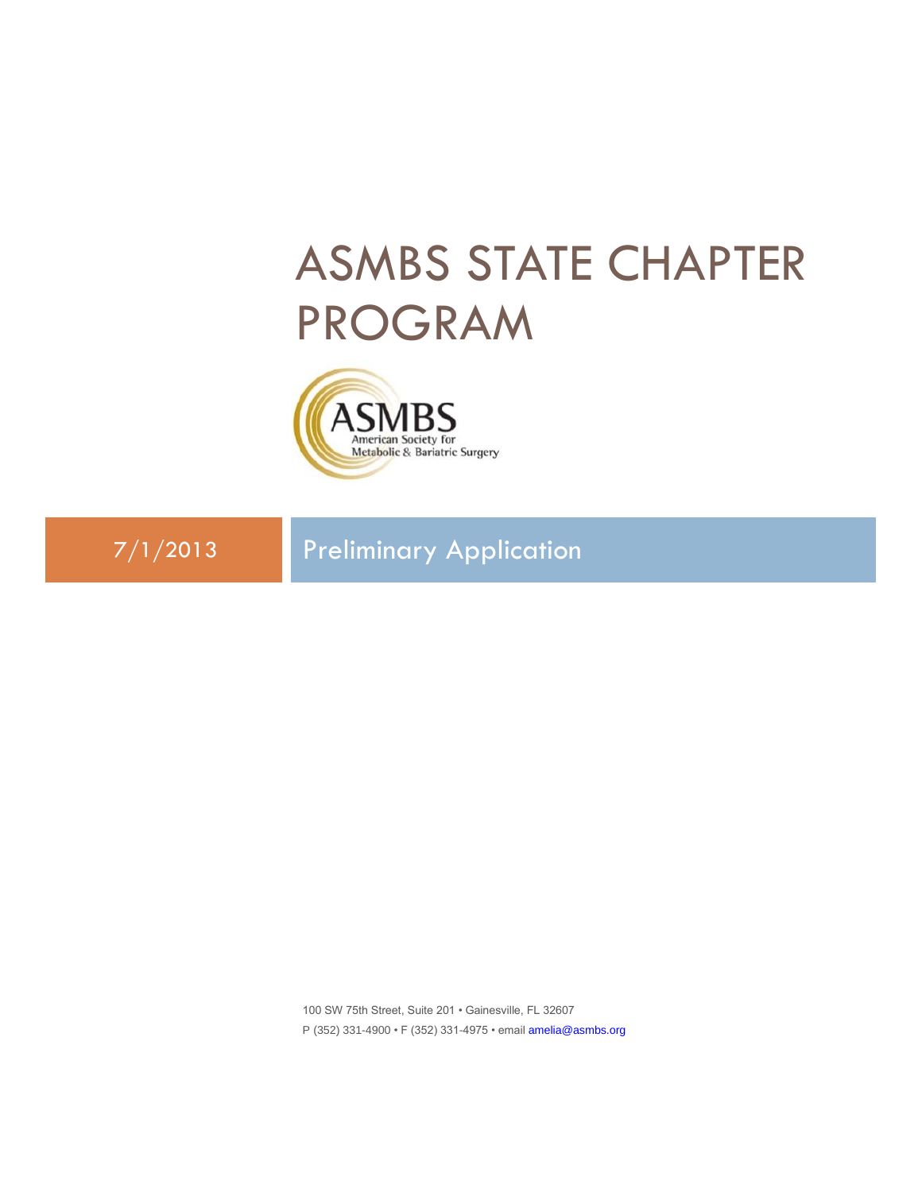# ASMBS STATE CHAPTER PROGRAM

ASMBS
American Society for
Metabolic & Bariatric Surgery

7/1/2013

## Preliminary Application

100 SW 75th Street, Suite 201 • Gainesville, FL 32607
P (352) 331-4900 • F (352) 331-4975 • email amelia@asmbs.org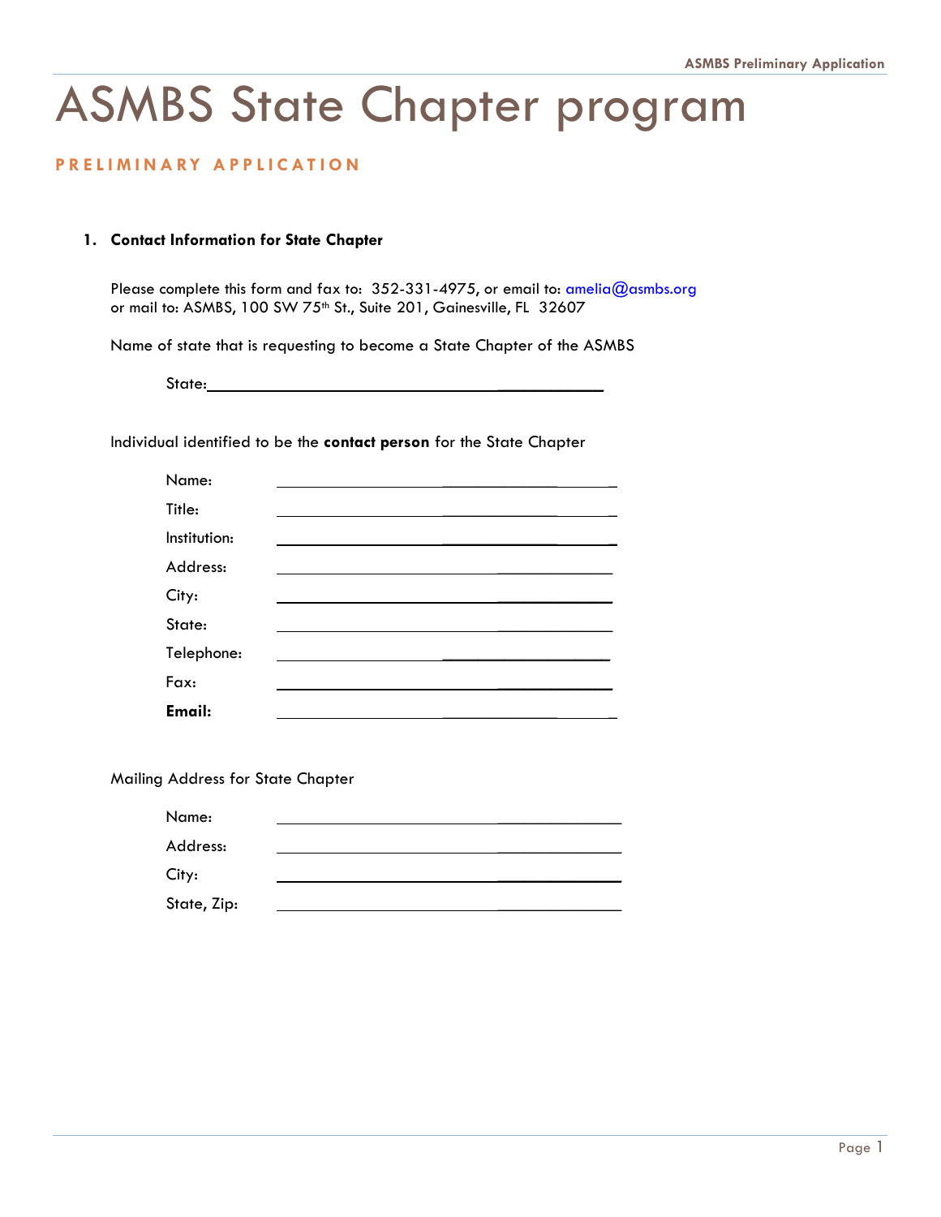# ASMBS State Chapter program

## PRELIMINARY APPLICATION

1. **Contact Information for State Chapter**

Please complete this form and fax to: 352-331-4975, or email to: amelia@asmbs.org or mail to: ASMBS, 100 SW 75th St., Suite 201, Gainesville, FL 32607

Name of state that is requesting to become a State Chapter of the ASMBS

State: ______________________________________________

Individual identified to be the **contact person** for the State Chapter

Name: ______________________________________________

Title: ______________________________________________

Institution: ______________________________________________

Address: ______________________________________________

City: ______________________________________________

State: ______________________________________________

Telephone: ______________________________________________

Fax: ______________________________________________

**Email:** ______________________________________________

Mailing Address for State Chapter

Name: ______________________________________________

Address: ______________________________________________

City: ______________________________________________

State, Zip: ______________________________________________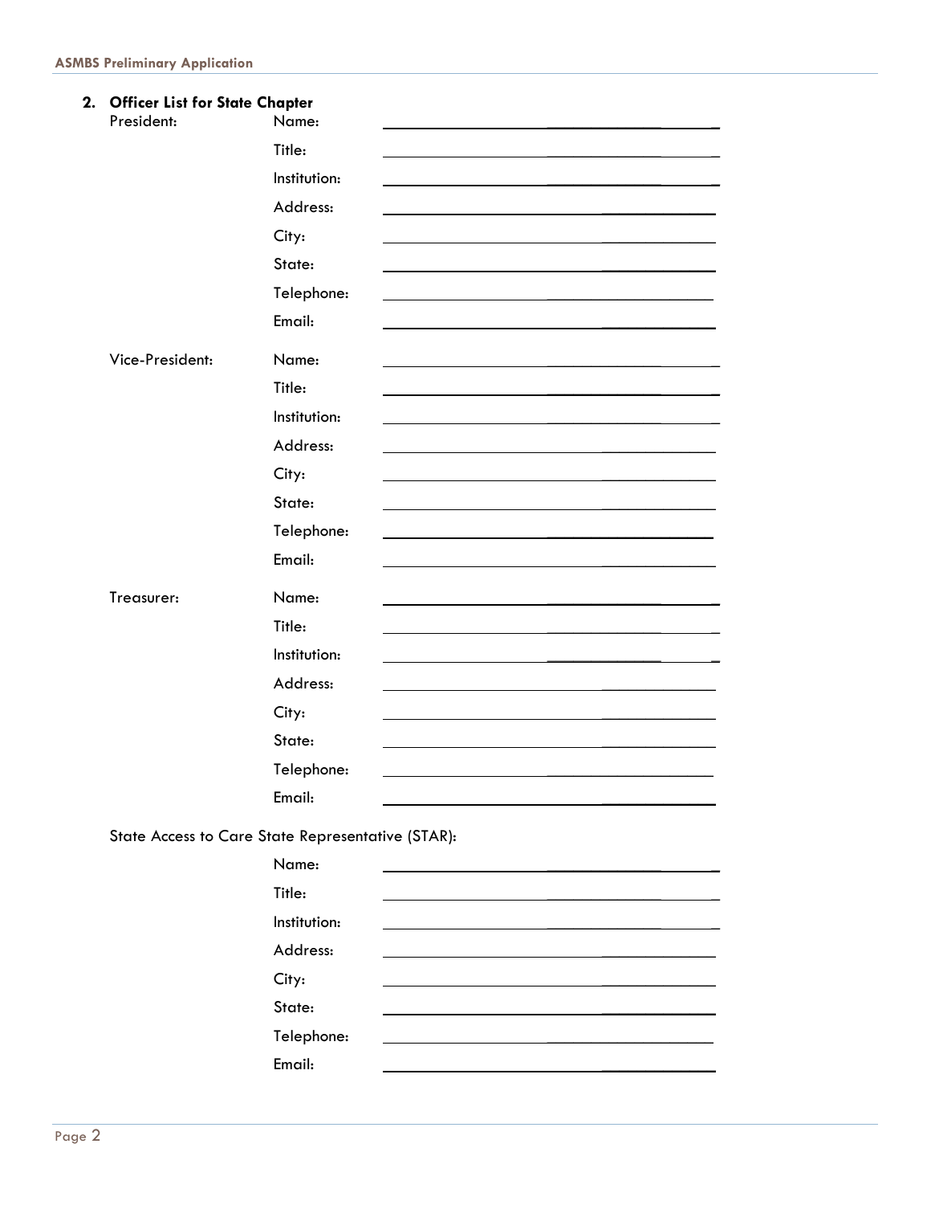2. **Officer List for State Chapter**

President:

Name: ____________________

Title: ____________________

Institution: ____________________

Address: ____________________

City: ____________________

State: ____________________

Telephone: ____________________

Email: ____________________

Vice-President:

Name: ____________________

Title: ____________________

Institution: ____________________

Address: ____________________

City: ____________________

State: ____________________

Telephone: ____________________

Email: ____________________

Treasurer:

Name: ____________________

Title: ____________________

Institution: ____________________

Address: ____________________

City: ____________________

State: ____________________

Telephone: ____________________

Email: ____________________

State Access to Care State Representative (STAR):

Name: ____________________

Title: ____________________

Institution: ____________________

Address: ____________________

City: ____________________

State: ____________________

Telephone: ____________________

Email: ____________________